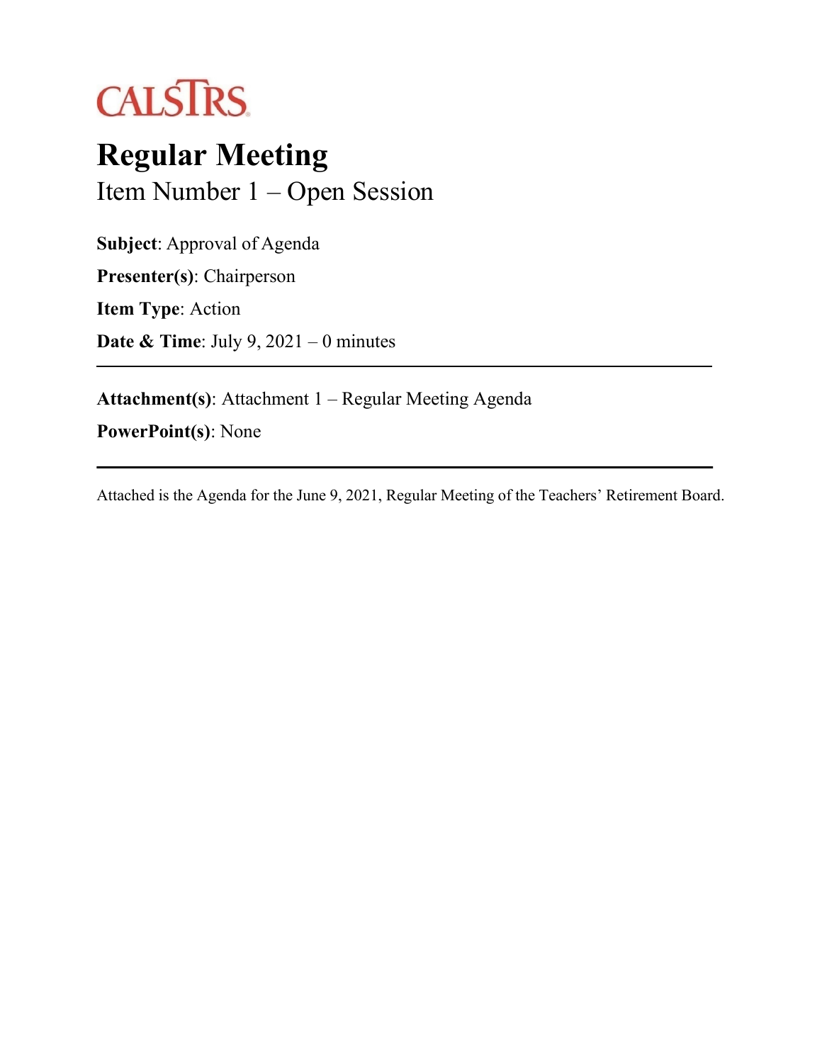CALSTRS

# Regular Meeting

## Item Number 1 – Open Session

**Subject**: Approval of Agenda

**Presenter(s)**: Chairperson

**Item Type**: Action

**Date & Time**: July 9, 2021 – 0 minutes

---

**Attachment(s)**: Attachment 1 – Regular Meeting Agenda

**PowerPoint(s)**: None

---

Attached is the Agenda for the June 9, 2021, Regular Meeting of the Teachers' Retirement Board.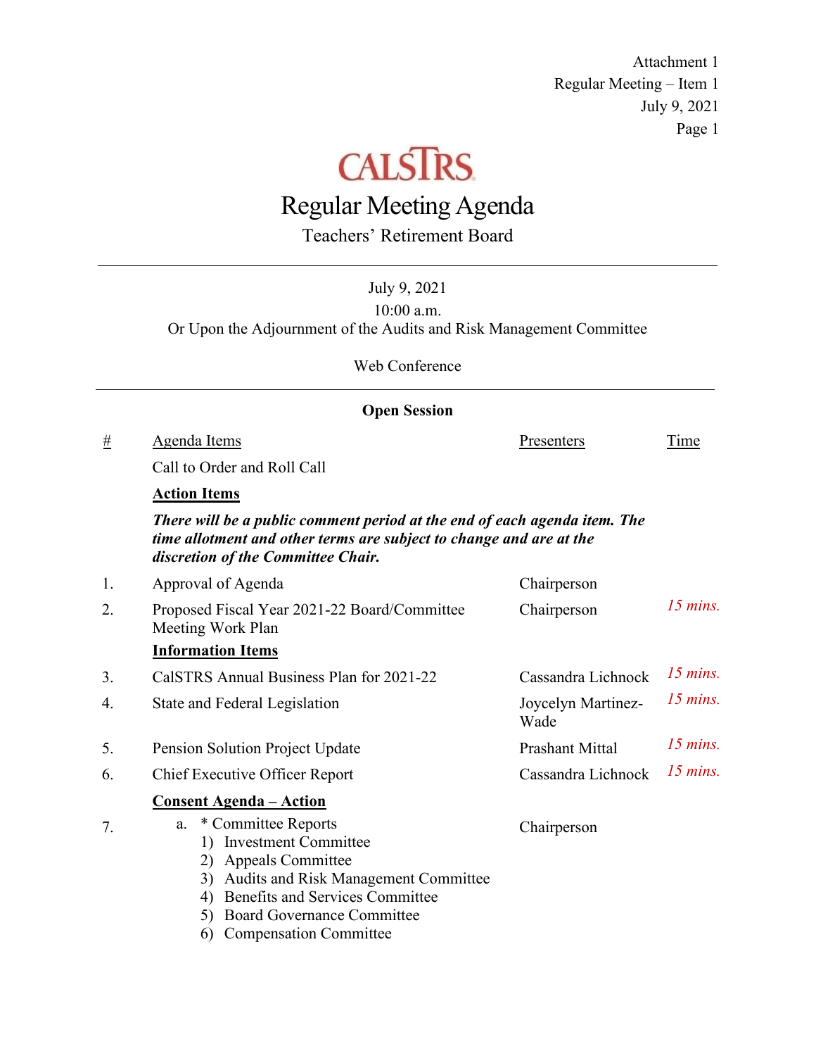Attachment 1
Regular Meeting – Item 1
July 9, 2021
Page 1

CALSTRS

# Regular Meeting Agenda

## Teachers' Retirement Board

---

July 9, 2021
10:00 a.m.
Or Upon the Adjournment of the Audits and Risk Management Committee

Web Conference

---

### Open Session

| # | Agenda Items | Presenters | Time |
|---|---|---|---|
| | Call to Order and Roll Call | | |
| | **Action Items** | | |
| | ***There will be a public comment period at the end of each agenda item. The time allotment and other terms are subject to change and are at the discretion of the Committee Chair.*** | | |
| 1. | Approval of Agenda | Chairperson | |
| 2. | Proposed Fiscal Year 2021-22 Board/Committee Meeting Work Plan | Chairperson | *15 mins.* |
| | **Information Items** | | |
| 3. | CalSTRS Annual Business Plan for 2021-22 | Cassandra Lichnock | *15 mins.* |
| 4. | State and Federal Legislation | Joycelyn Martinez-Wade | *15 mins.* |
| 5. | Pension Solution Project Update | Prashant Mittal | *15 mins.* |
| 6. | Chief Executive Officer Report | Cassandra Lichnock | *15 mins.* |
| | **Consent Agenda – Action** | | |
| 7. | a. * Committee Reports<br>1) Investment Committee<br>2) Appeals Committee<br>3) Audits and Risk Management Committee<br>4) Benefits and Services Committee<br>5) Board Governance Committee<br>6) Compensation Committee | Chairperson | |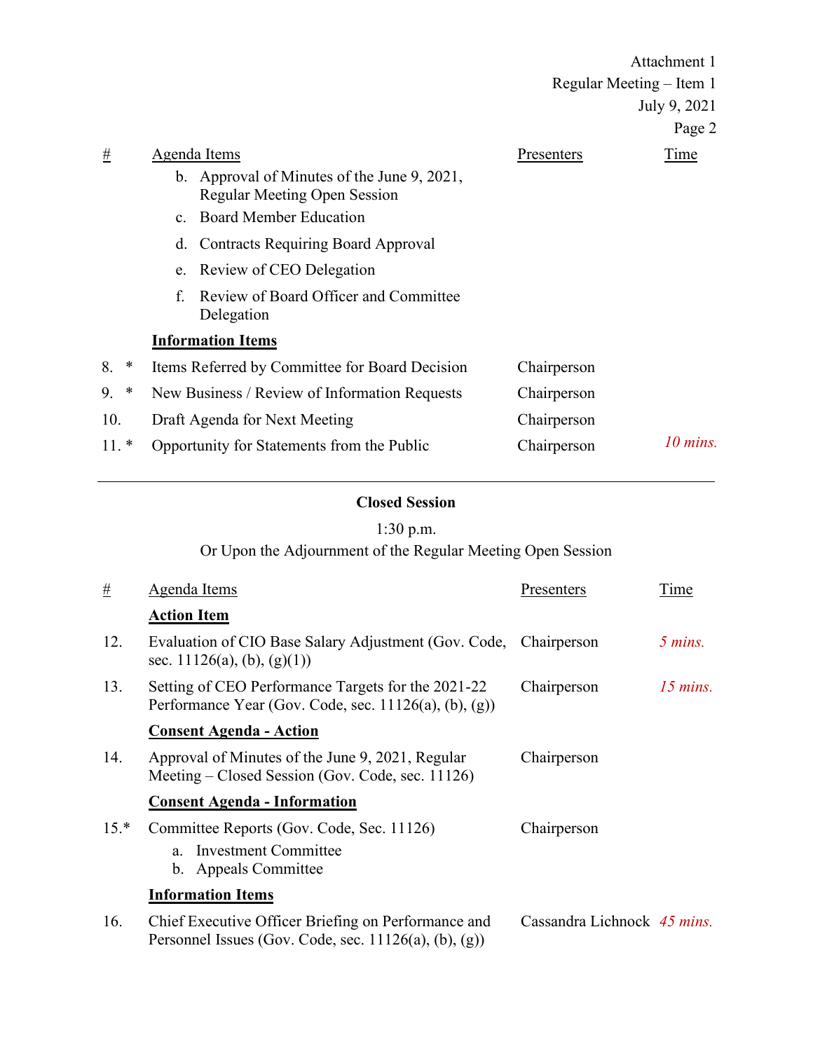Attachment 1
Regular Meeting – Item 1
July 9, 2021

| # | Agenda Items | Presenters | Time |
|---|---|---|---|
| | b. Approval of Minutes of the June 9, 2021, Regular Meeting Open Session | | |
| | c. Board Member Education | | |
| | d. Contracts Requiring Board Approval | | |
| | e. Review of CEO Delegation | | |
| | f. Review of Board Officer and Committee Delegation | | |
| | **Information Items** | | |
| 8. * | Items Referred by Committee for Board Decision | Chairperson | |
| 9. * | New Business / Review of Information Requests | Chairperson | |
| 10. | Draft Agenda for Next Meeting | Chairperson | |
| 11. * | Opportunity for Statements from the Public | Chairperson | *10 mins.* |

---

**Closed Session**

1:30 p.m.

Or Upon the Adjournment of the Regular Meeting Open Session

| # | Agenda Items | Presenters | Time |
|---|---|---|---|
| | **Action Item** | | |
| 12. | Evaluation of CIO Base Salary Adjustment (Gov. Code, sec. 11126(a), (b), (g)(1)) | Chairperson | *5 mins.* |
| 13. | Setting of CEO Performance Targets for the 2021-22 Performance Year (Gov. Code, sec. 11126(a), (b), (g)) | Chairperson | *15 mins.* |
| | **Consent Agenda - Action** | | |
| 14. | Approval of Minutes of the June 9, 2021, Regular Meeting – Closed Session (Gov. Code, sec. 11126) | Chairperson | |
| | **Consent Agenda - Information** | | |
| 15.* | Committee Reports (Gov. Code, Sec. 11126)<br>a. Investment Committee<br>b. Appeals Committee | Chairperson | |
| | **Information Items** | | |
| 16. | Chief Executive Officer Briefing on Performance and Personnel Issues (Gov. Code, sec. 11126(a), (b), (g)) | Cassandra Lichnock | *45 mins.* |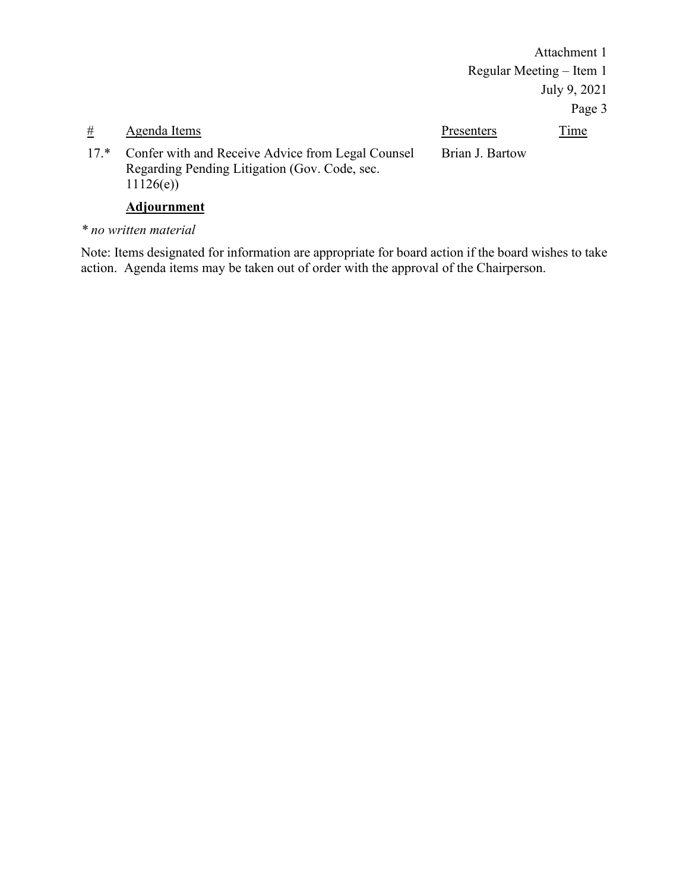| # | Agenda Items | Presenters | Time |
|---|---|---|---|
| 17.* | Confer with and Receive Advice from Legal Counsel Regarding Pending Litigation (Gov. Code, sec. 11126(e)) | Brian J. Bartow | |
| | **Adjournment** | | |

*\* no written material*

Note: Items designated for information are appropriate for board action if the board wishes to take action. Agenda items may be taken out of order with the approval of the Chairperson.